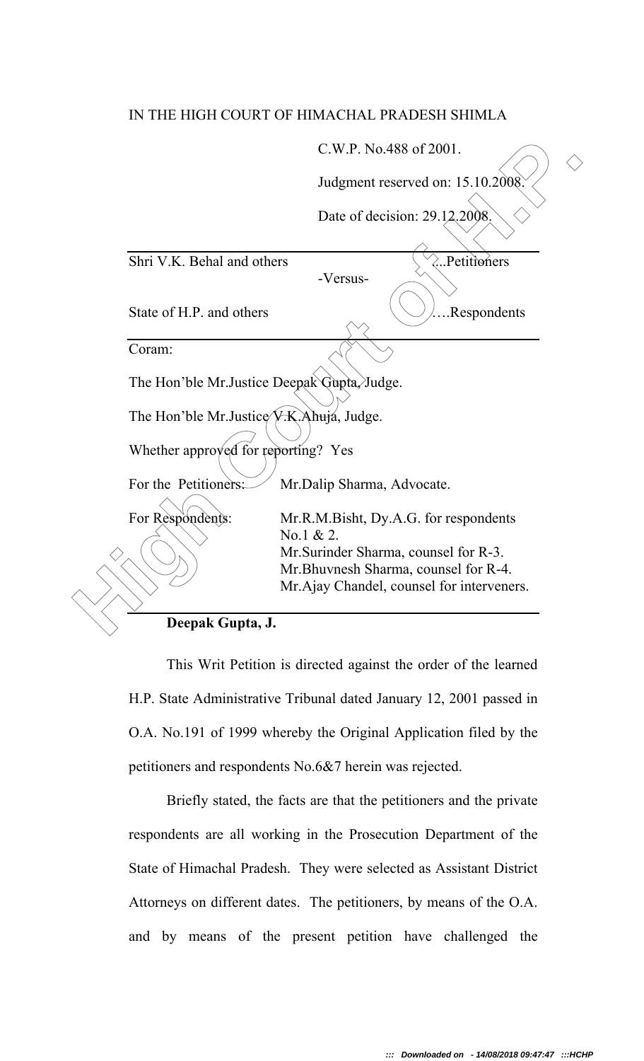IN THE HIGH COURT OF HIMACHAL PRADESH SHIMLA

C.W.P. No.488 of 2001.

Judgment reserved on: 15.10.2008.

Date of decision: 29.12.2008.

Shri V.K. Behal and others ...Petitioners

-Versus-

State of H.P. and others ….Respondents

Coram:

The Hon'ble Mr.Justice Deepak Gupta, Judge.

The Hon'ble Mr.Justice V.K.Ahuja, Judge.

Whether approved for reporting? Yes

For the Petitioners: Mr.Dalip Sharma, Advocate.

For Respondents: Mr.R.M.Bisht, Dy.A.G. for respondents No.1 & 2.
Mr.Surinder Sharma, counsel for R-3.
Mr.Bhuvnesh Sharma, counsel for R-4.
Mr.Ajay Chandel, counsel for interveners.

**Deepak Gupta, J.**

This Writ Petition is directed against the order of the learned H.P. State Administrative Tribunal dated January 12, 2001 passed in O.A. No.191 of 1999 whereby the Original Application filed by the petitioners and respondents No.6&7 herein was rejected.

Briefly stated, the facts are that the petitioners and the private respondents are all working in the Prosecution Department of the State of Himachal Pradesh. They were selected as Assistant District Attorneys on different dates. The petitioners, by means of the O.A. and by means of the present petition have challenged the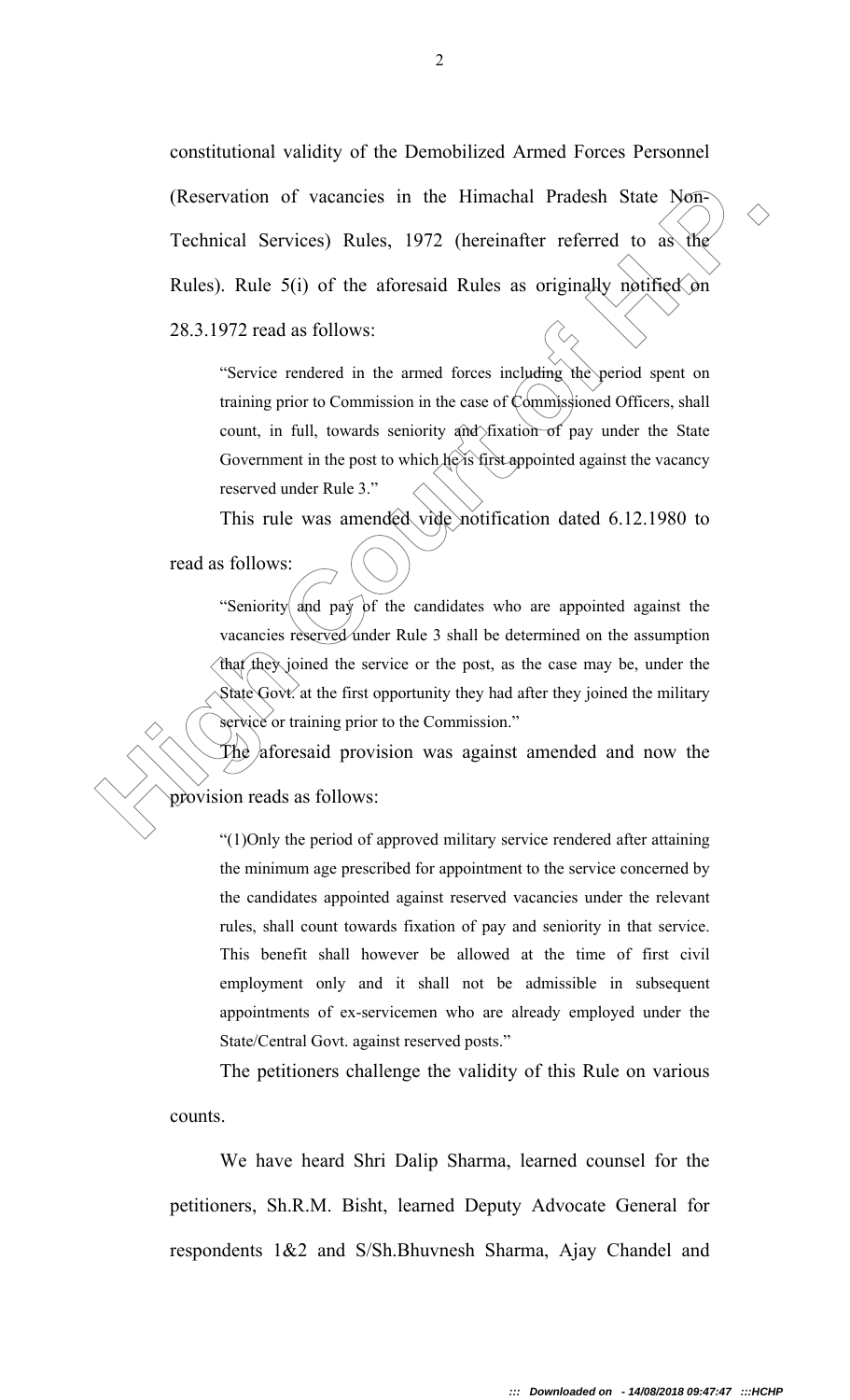constitutional validity of the Demobilized Armed Forces Personnel (Reservation of vacancies in the Himachal Pradesh State Non-Technical Services) Rules, 1972 (hereinafter referred to as the Rules). Rule 5(i) of the aforesaid Rules as originally notified on 28.3.1972 read as follows:

> "Service rendered in the armed forces including the period spent on training prior to Commission in the case of Commissioned Officers, shall count, in full, towards seniority and fixation of pay under the State Government in the post to which he is first appointed against the vacancy reserved under Rule 3."

This rule was amended vide notification dated 6.12.1980 to read as follows:

> "Seniority and pay of the candidates who are appointed against the vacancies reserved under Rule 3 shall be determined on the assumption that they joined the service or the post, as the case may be, under the State Govt. at the first opportunity they had after they joined the military service or training prior to the Commission."

The aforesaid provision was against amended and now the provision reads as follows:

> "(1)Only the period of approved military service rendered after attaining the minimum age prescribed for appointment to the service concerned by the candidates appointed against reserved vacancies under the relevant rules, shall count towards fixation of pay and seniority in that service. This benefit shall however be allowed at the time of first civil employment only and it shall not be admissible in subsequent appointments of ex-servicemen who are already employed under the State/Central Govt. against reserved posts."

The petitioners challenge the validity of this Rule on various counts.

We have heard Shri Dalip Sharma, learned counsel for the petitioners, Sh.R.M. Bisht, learned Deputy Advocate General for respondents 1&2 and S/Sh.Bhuvnesh Sharma, Ajay Chandel and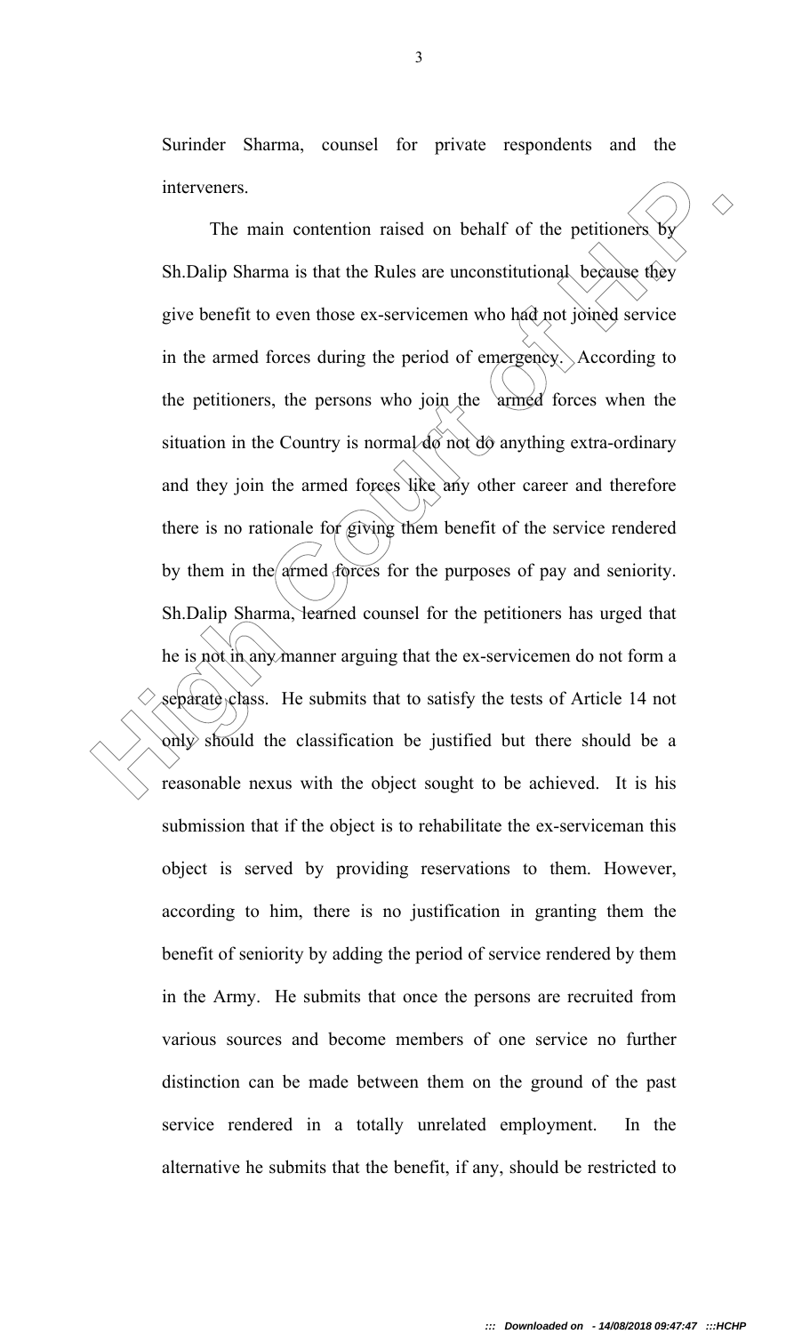Surinder Sharma, counsel for private respondents and the interveners.

The main contention raised on behalf of the petitioners by Sh.Dalip Sharma is that the Rules are unconstitutional because they give benefit to even those ex-servicemen who had not joined service in the armed forces during the period of emergency. According to the petitioners, the persons who join the armed forces when the situation in the Country is normal do not do anything extra-ordinary and they join the armed forces like any other career and therefore there is no rationale for giving them benefit of the service rendered by them in the armed forces for the purposes of pay and seniority. Sh.Dalip Sharma, learned counsel for the petitioners has urged that he is not in any manner arguing that the ex-servicemen do not form a separate class. He submits that to satisfy the tests of Article 14 not only should the classification be justified but there should be a reasonable nexus with the object sought to be achieved. It is his submission that if the object is to rehabilitate the ex-serviceman this object is served by providing reservations to them. However, according to him, there is no justification in granting them the benefit of seniority by adding the period of service rendered by them in the Army. He submits that once the persons are recruited from various sources and become members of one service no further distinction can be made between them on the ground of the past service rendered in a totally unrelated employment. In the alternative he submits that the benefit, if any, should be restricted to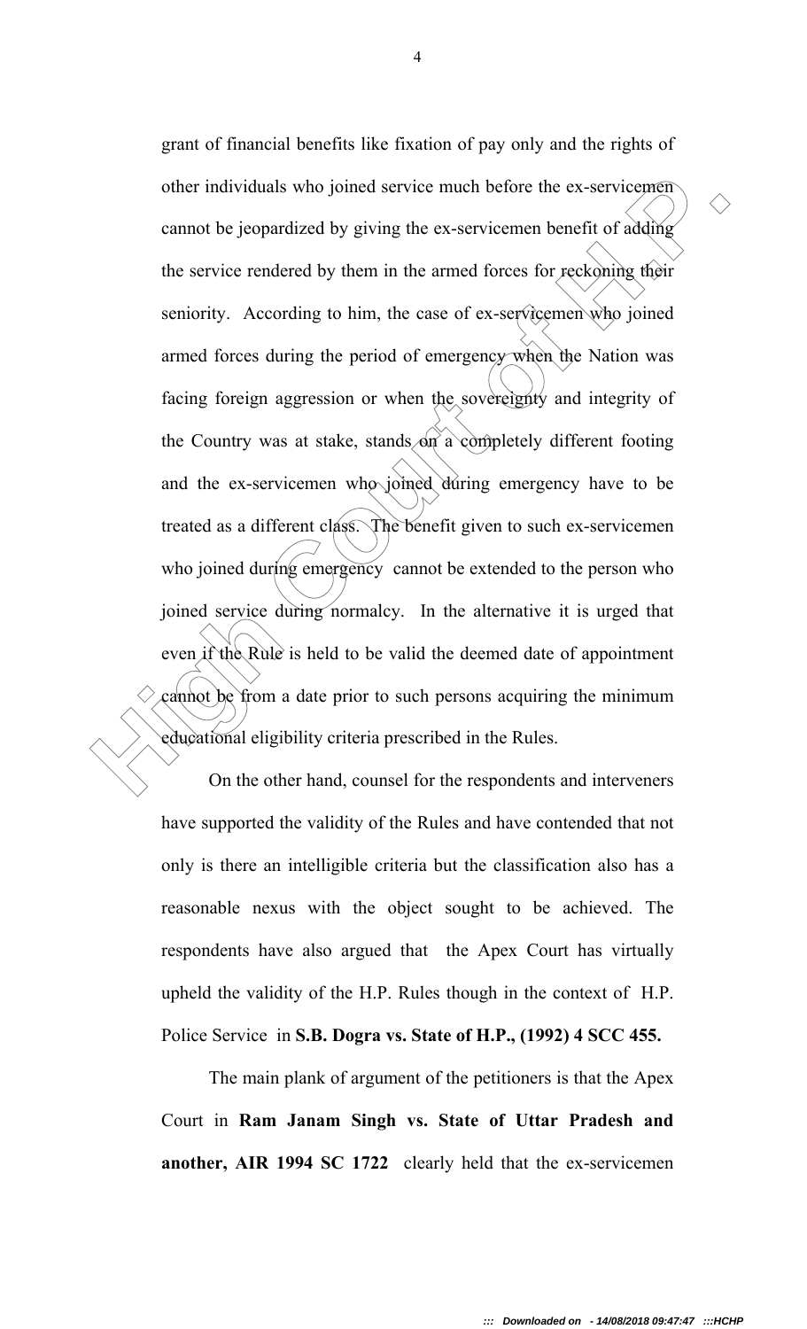grant of financial benefits like fixation of pay only and the rights of other individuals who joined service much before the ex-servicemen cannot be jeopardized by giving the ex-servicemen benefit of adding the service rendered by them in the armed forces for reckoning their seniority. According to him, the case of ex-servicemen who joined armed forces during the period of emergency when the Nation was facing foreign aggression or when the sovereignty and integrity of the Country was at stake, stands on a completely different footing and the ex-servicemen who joined during emergency have to be treated as a different class. The benefit given to such ex-servicemen who joined during emergency cannot be extended to the person who joined service during normalcy. In the alternative it is urged that even if the Rule is held to be valid the deemed date of appointment cannot be from a date prior to such persons acquiring the minimum educational eligibility criteria prescribed in the Rules.

On the other hand, counsel for the respondents and interveners have supported the validity of the Rules and have contended that not only is there an intelligible criteria but the classification also has a reasonable nexus with the object sought to be achieved. The respondents have also argued that the Apex Court has virtually upheld the validity of the H.P. Rules though in the context of H.P. Police Service in **S.B. Dogra vs. State of H.P., (1992) 4 SCC 455.**

The main plank of argument of the petitioners is that the Apex Court in **Ram Janam Singh vs. State of Uttar Pradesh and another, AIR 1994 SC 1722** clearly held that the ex-servicemen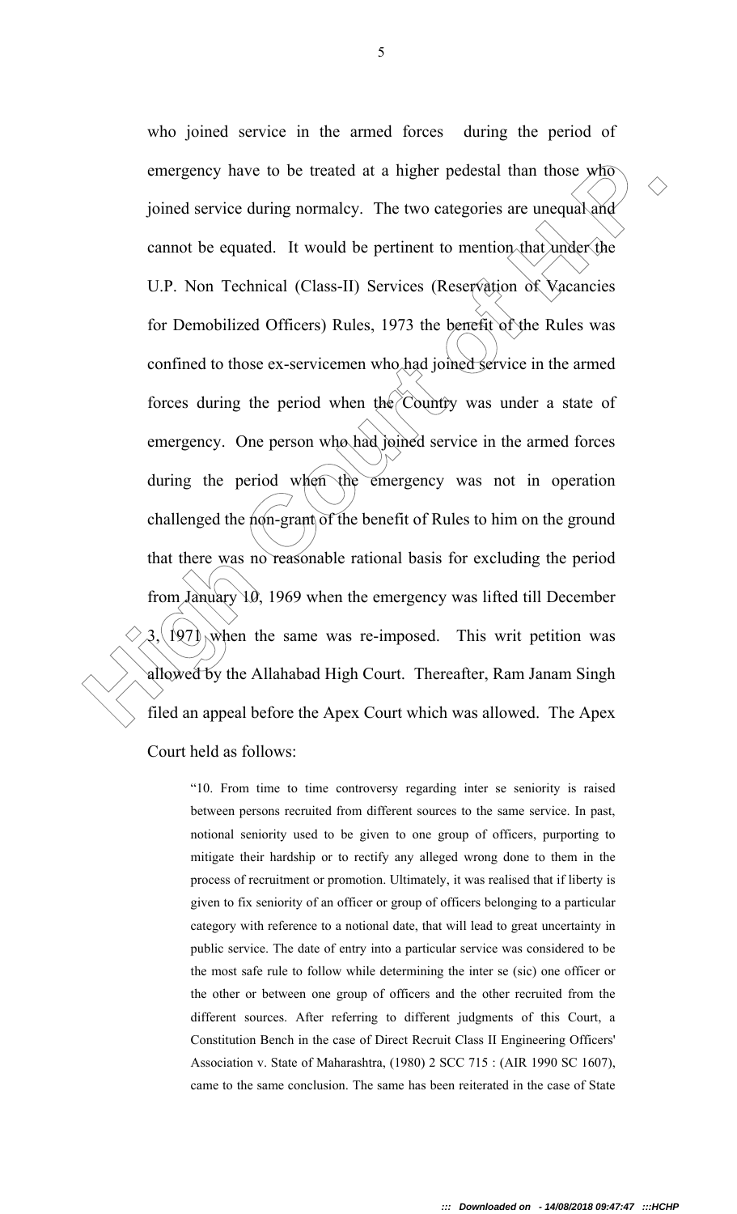who joined service in the armed forces during the period of emergency have to be treated at a higher pedestal than those who joined service during normalcy. The two categories are unequal and cannot be equated. It would be pertinent to mention that under the U.P. Non Technical (Class-II) Services (Reservation of Vacancies for Demobilized Officers) Rules, 1973 the benefit of the Rules was confined to those ex-servicemen who had joined service in the armed forces during the period when the Country was under a state of emergency. One person who had joined service in the armed forces during the period when the emergency was not in operation challenged the non-grant of the benefit of Rules to him on the ground that there was no reasonable rational basis for excluding the period from January 10, 1969 when the emergency was lifted till December 3, 1971 when the same was re-imposed. This writ petition was allowed by the Allahabad High Court. Thereafter, Ram Janam Singh filed an appeal before the Apex Court which was allowed. The Apex Court held as follows:

> "10. From time to time controversy regarding inter se seniority is raised between persons recruited from different sources to the same service. In past, notional seniority used to be given to one group of officers, purporting to mitigate their hardship or to rectify any alleged wrong done to them in the process of recruitment or promotion. Ultimately, it was realised that if liberty is given to fix seniority of an officer or group of officers belonging to a particular category with reference to a notional date, that will lead to great uncertainty in public service. The date of entry into a particular service was considered to be the most safe rule to follow while determining the inter se (sic) one officer or the other or between one group of officers and the other recruited from the different sources. After referring to different judgments of this Court, a Constitution Bench in the case of Direct Recruit Class II Engineering Officers' Association v. State of Maharashtra, (1980) 2 SCC 715 : (AIR 1990 SC 1607), came to the same conclusion. The same has been reiterated in the case of State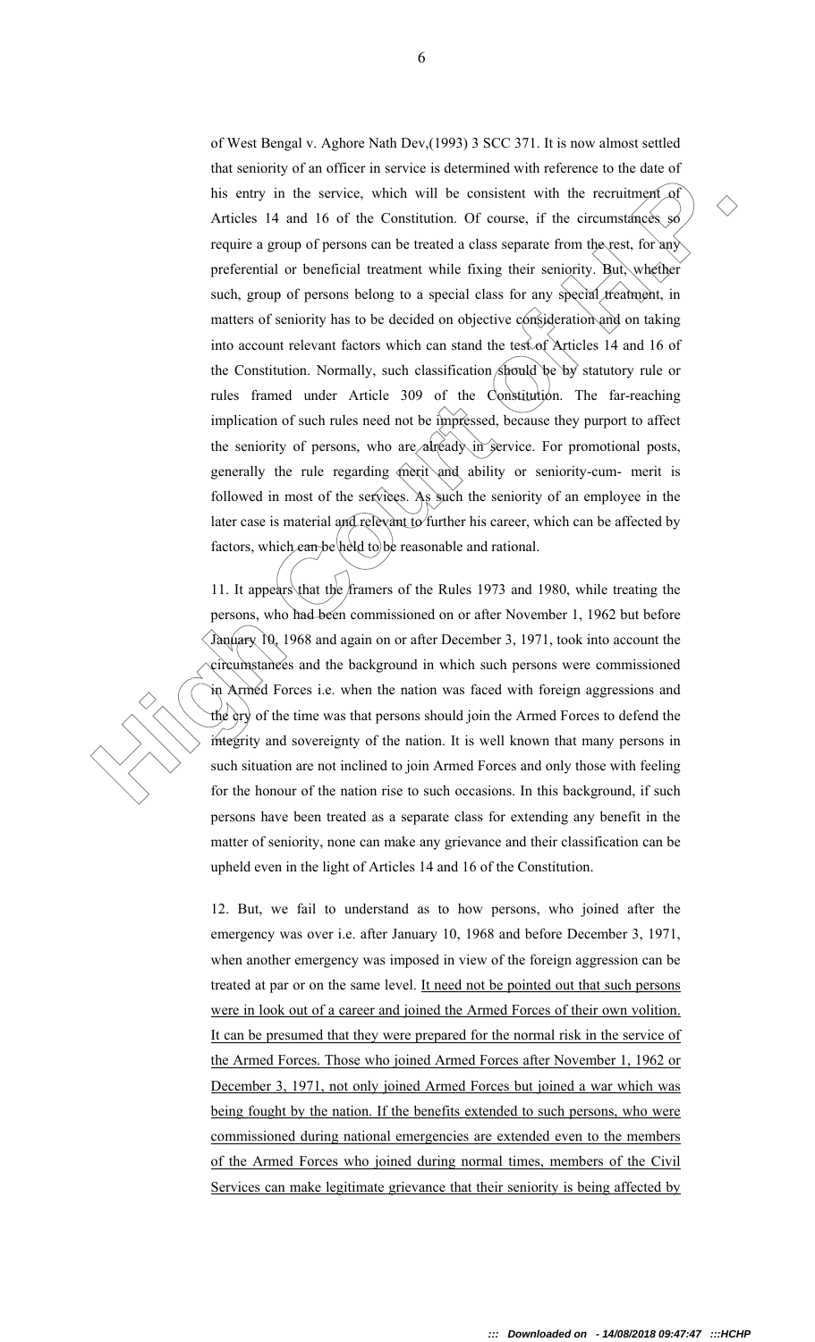of West Bengal v. Aghore Nath Dev,(1993) 3 SCC 371. It is now almost settled that seniority of an officer in service is determined with reference to the date of his entry in the service, which will be consistent with the recruitment of Articles 14 and 16 of the Constitution. Of course, if the circumstances so require a group of persons can be treated a class separate from the rest, for any preferential or beneficial treatment while fixing their seniority. But, whether such, group of persons belong to a special class for any special treatment, in matters of seniority has to be decided on objective consideration and on taking into account relevant factors which can stand the test of Articles 14 and 16 of the Constitution. Normally, such classification should be by statutory rule or rules framed under Article 309 of the Constitution. The far-reaching implication of such rules need not be impressed, because they purport to affect the seniority of persons, who are already in service. For promotional posts, generally the rule regarding merit and ability or seniority-cum- merit is followed in most of the services. As such the seniority of an employee in the later case is material and relevant to further his career, which can be affected by factors, which can be held to be reasonable and rational.

11. It appears that the framers of the Rules 1973 and 1980, while treating the persons, who had been commissioned on or after November 1, 1962 but before January 10, 1968 and again on or after December 3, 1971, took into account the circumstances and the background in which such persons were commissioned in Armed Forces i.e. when the nation was faced with foreign aggressions and the cry of the time was that persons should join the Armed Forces to defend the integrity and sovereignty of the nation. It is well known that many persons in such situation are not inclined to join Armed Forces and only those with feeling for the honour of the nation rise to such occasions. In this background, if such persons have been treated as a separate class for extending any benefit in the matter of seniority, none can make any grievance and their classification can be upheld even in the light of Articles 14 and 16 of the Constitution.

12. But, we fail to understand as to how persons, who joined after the emergency was over i.e. after January 10, 1968 and before December 3, 1971, when another emergency was imposed in view of the foreign aggression can be treated at par or on the same level. <u>It need not be pointed out that such persons were in look out of a career and joined the Armed Forces of their own volition. It can be presumed that they were prepared for the normal risk in the service of the Armed Forces. Those who joined Armed Forces after November 1, 1962 or December 3, 1971, not only joined Armed Forces but joined a war which was being fought by the nation. If the benefits extended to such persons, who were commissioned during national emergencies are extended even to the members of the Armed Forces who joined during normal times, members of the Civil Services can make legitimate grievance that their seniority is being affected by</u>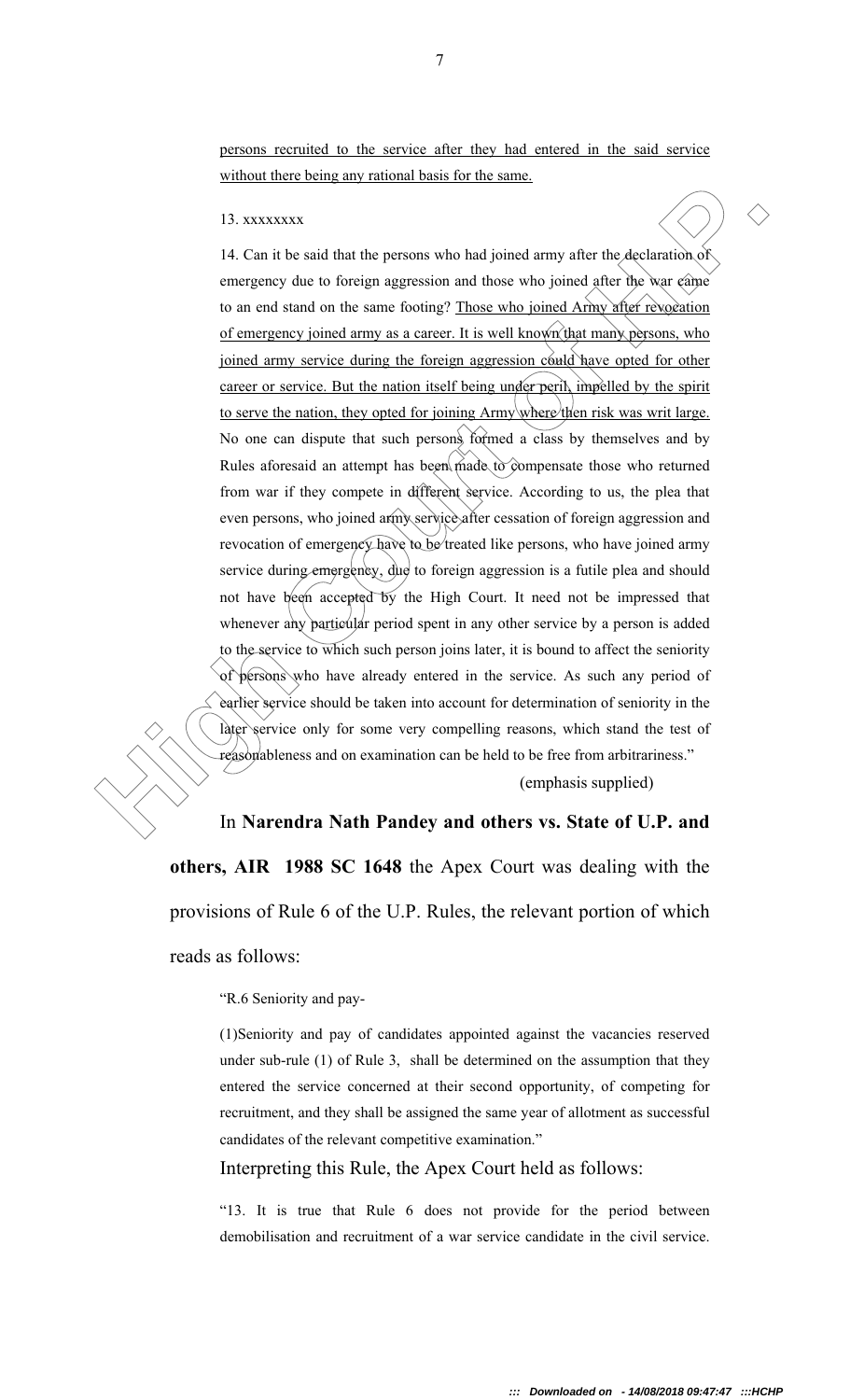<u>persons recruited to the service after they had entered in the said service without there being any rational basis for the same.</u>

> 13. xxxxxxxx
>
> 14. Can it be said that the persons who had joined army after the declaration of emergency due to foreign aggression and those who joined after the war came to an end stand on the same footing? <u>Those who joined Army after revocation of emergency joined army as a career. It is well known that many persons, who joined army service during the foreign aggression could have opted for other career or service. But the nation itself being under peril, impelled by the spirit to serve the nation, they opted for joining Army where then risk was writ large.</u> No one can dispute that such persons formed a class by themselves and by Rules aforesaid an attempt has been made to compensate those who returned from war if they compete in different service. According to us, the plea that even persons, who joined army service after cessation of foreign aggression and revocation of emergency have to be treated like persons, who have joined army service during emergency, due to foreign aggression is a futile plea and should not have been accepted by the High Court. It need not be impressed that whenever any particular period spent in any other service by a person is added to the service to which such person joins later, it is bound to affect the seniority of persons who have already entered in the service. As such any period of earlier service should be taken into account for determination of seniority in the later service only for some very compelling reasons, which stand the test of reasonableness and on examination can be held to be free from arbitrariness."
>
> (emphasis supplied)

In **Narendra Nath Pandey and others vs. State of U.P. and others, AIR 1988 SC 1648** the Apex Court was dealing with the provisions of Rule 6 of the U.P. Rules, the relevant portion of which reads as follows:

> "R.6 Seniority and pay-
>
> (1)Seniority and pay of candidates appointed against the vacancies reserved under sub-rule (1) of Rule 3, shall be determined on the assumption that they entered the service concerned at their second opportunity, of competing for recruitment, and they shall be assigned the same year of allotment as successful candidates of the relevant competitive examination."

Interpreting this Rule, the Apex Court held as follows:

> "13. It is true that Rule 6 does not provide for the period between demobilisation and recruitment of a war service candidate in the civil service.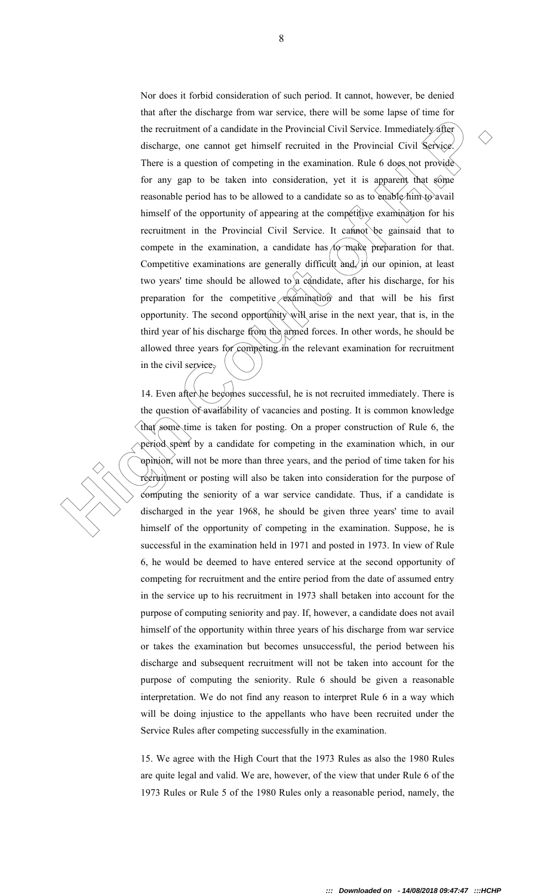Nor does it forbid consideration of such period. It cannot, however, be denied that after the discharge from war service, there will be some lapse of time for the recruitment of a candidate in the Provincial Civil Service. Immediately after discharge, one cannot get himself recruited in the Provincial Civil Service. There is a question of competing in the examination. Rule 6 does not provide for any gap to be taken into consideration, yet it is apparent that some reasonable period has to be allowed to a candidate so as to enable him to avail himself of the opportunity of appearing at the competitive examination for his recruitment in the Provincial Civil Service. It cannot be gainsaid that to compete in the examination, a candidate has to make preparation for that. Competitive examinations are generally difficult and, in our opinion, at least two years' time should be allowed to a candidate, after his discharge, for his preparation for the competitive examination and that will be his first opportunity. The second opportunity will arise in the next year, that is, in the third year of his discharge from the armed forces. In other words, he should be allowed three years for competing in the relevant examination for recruitment in the civil service.

14. Even after he becomes successful, he is not recruited immediately. There is the question of availability of vacancies and posting. It is common knowledge that some time is taken for posting. On a proper construction of Rule 6, the period spent by a candidate for competing in the examination which, in our opinion, will not be more than three years, and the period of time taken for his recruitment or posting will also be taken into consideration for the purpose of computing the seniority of a war service candidate. Thus, if a candidate is discharged in the year 1968, he should be given three years' time to avail himself of the opportunity of competing in the examination. Suppose, he is successful in the examination held in 1971 and posted in 1973. In view of Rule 6, he would be deemed to have entered service at the second opportunity of competing for recruitment and the entire period from the date of assumed entry in the service up to his recruitment in 1973 shall betaken into account for the purpose of computing seniority and pay. If, however, a candidate does not avail himself of the opportunity within three years of his discharge from war service or takes the examination but becomes unsuccessful, the period between his discharge and subsequent recruitment will not be taken into account for the purpose of computing the seniority. Rule 6 should be given a reasonable interpretation. We do not find any reason to interpret Rule 6 in a way which will be doing injustice to the appellants who have been recruited under the Service Rules after competing successfully in the examination.

15. We agree with the High Court that the 1973 Rules as also the 1980 Rules are quite legal and valid. We are, however, of the view that under Rule 6 of the 1973 Rules or Rule 5 of the 1980 Rules only a reasonable period, namely, the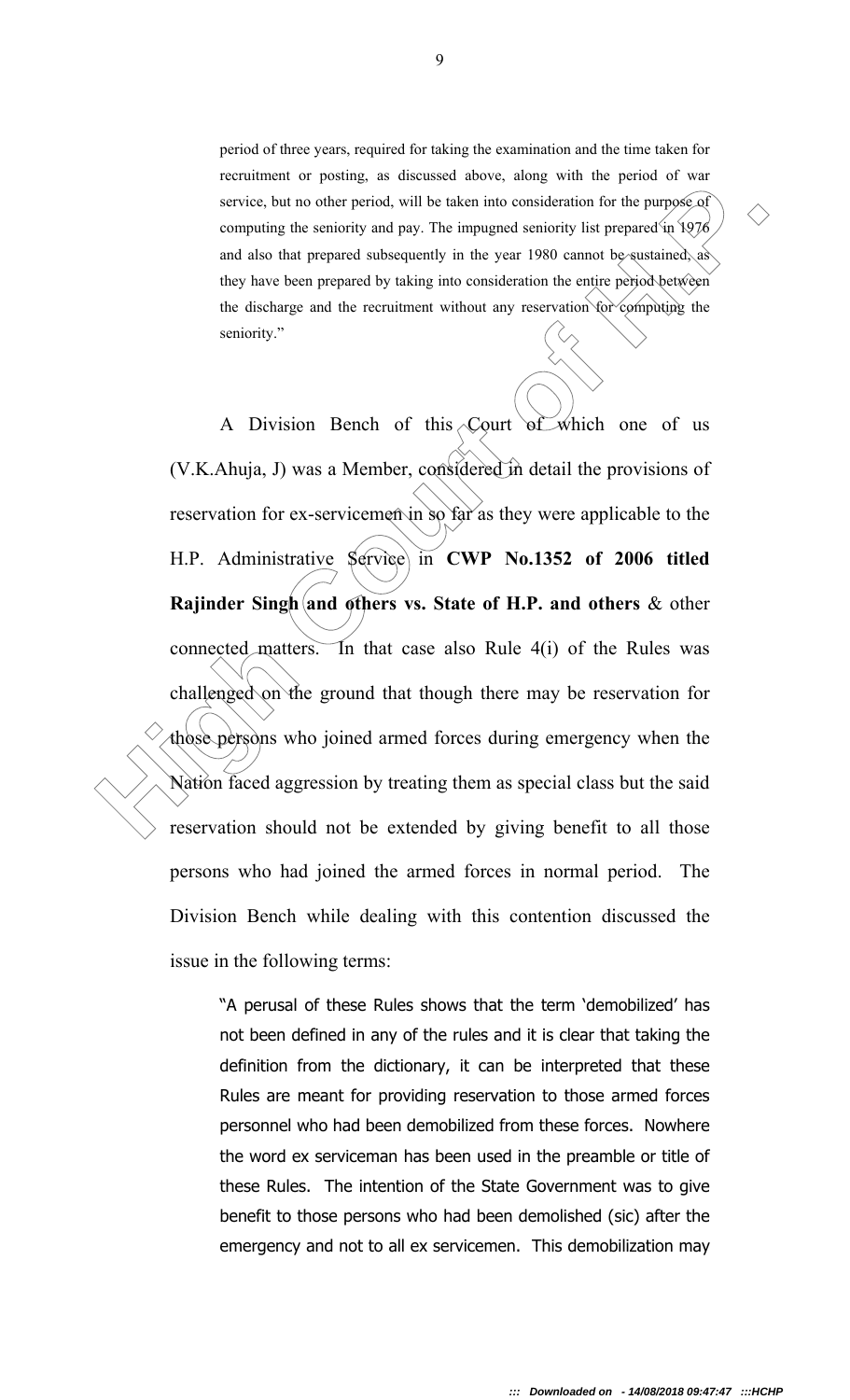> period of three years, required for taking the examination and the time taken for recruitment or posting, as discussed above, along with the period of war service, but no other period, will be taken into consideration for the purpose of computing the seniority and pay. The impugned seniority list prepared in 1976 and also that prepared subsequently in the year 1980 cannot be sustained, as they have been prepared by taking into consideration the entire period between the discharge and the recruitment without any reservation for computing the seniority."

A Division Bench of this Court of which one of us (V.K.Ahuja, J) was a Member, considered in detail the provisions of reservation for ex-servicemen in so far as they were applicable to the H.P. Administrative Service in **CWP No.1352 of 2006 titled Rajinder Singh and others vs. State of H.P. and others** & other connected matters. In that case also Rule 4(i) of the Rules was challenged on the ground that though there may be reservation for those persons who joined armed forces during emergency when the Nation faced aggression by treating them as special class but the said reservation should not be extended by giving benefit to all those persons who had joined the armed forces in normal period. The Division Bench while dealing with this contention discussed the issue in the following terms:

> "A perusal of these Rules shows that the term 'demobilized' has not been defined in any of the rules and it is clear that taking the definition from the dictionary, it can be interpreted that these Rules are meant for providing reservation to those armed forces personnel who had been demobilized from these forces. Nowhere the word ex serviceman has been used in the preamble or title of these Rules. The intention of the State Government was to give benefit to those persons who had been demolished (sic) after the emergency and not to all ex servicemen. This demobilization may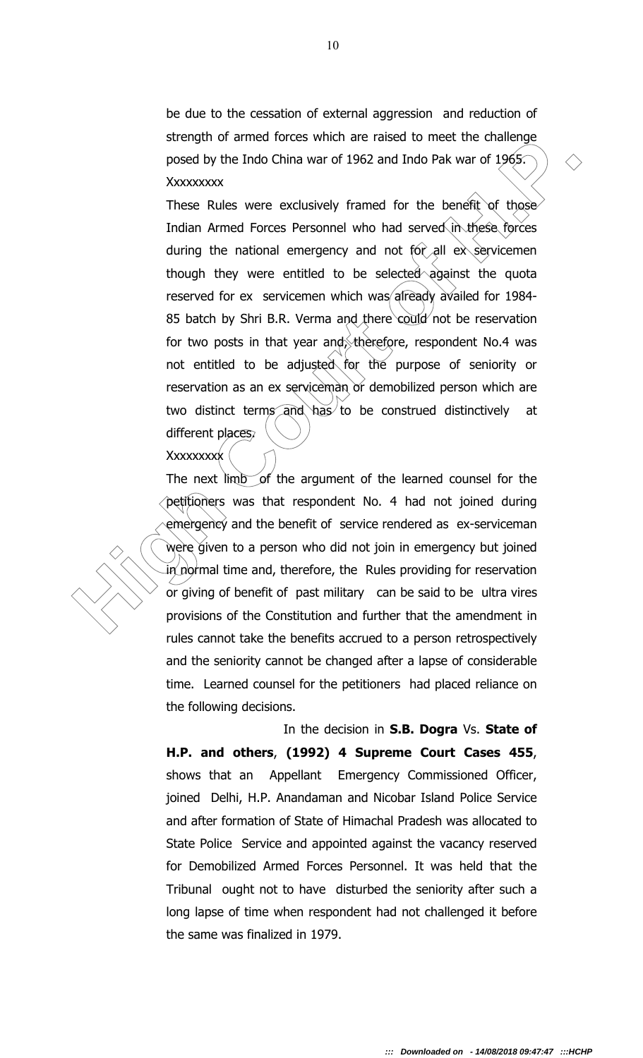be due to the cessation of external aggression and reduction of strength of armed forces which are raised to meet the challenge posed by the Indo China war of 1962 and Indo Pak war of 1965. Xxxxxxxxx

These Rules were exclusively framed for the benefit of those Indian Armed Forces Personnel who had served in these forces during the national emergency and not for all ex servicemen though they were entitled to be selected against the quota reserved for ex servicemen which was already availed for 1984-85 batch by Shri B.R. Verma and there could not be reservation for two posts in that year and, therefore, respondent No.4 was not entitled to be adjusted for the purpose of seniority or reservation as an ex serviceman or demobilized person which are two distinct terms and has to be construed distinctively at different places.

Xxxxxxxxx

The next limb of the argument of the learned counsel for the petitioners was that respondent No. 4 had not joined during emergency and the benefit of service rendered as ex-serviceman were given to a person who did not join in emergency but joined in normal time and, therefore, the Rules providing for reservation or giving of benefit of past military can be said to be ultra vires provisions of the Constitution and further that the amendment in rules cannot take the benefits accrued to a person retrospectively and the seniority cannot be changed after a lapse of considerable time. Learned counsel for the petitioners had placed reliance on the following decisions.

In the decision in **S.B. Dogra** Vs. **State of H.P. and others**, **(1992) 4 Supreme Court Cases 455**, shows that an Appellant Emergency Commissioned Officer, joined Delhi, H.P. Anandaman and Nicobar Island Police Service and after formation of State of Himachal Pradesh was allocated to State Police Service and appointed against the vacancy reserved for Demobilized Armed Forces Personnel. It was held that the Tribunal ought not to have disturbed the seniority after such a long lapse of time when respondent had not challenged it before the same was finalized in 1979.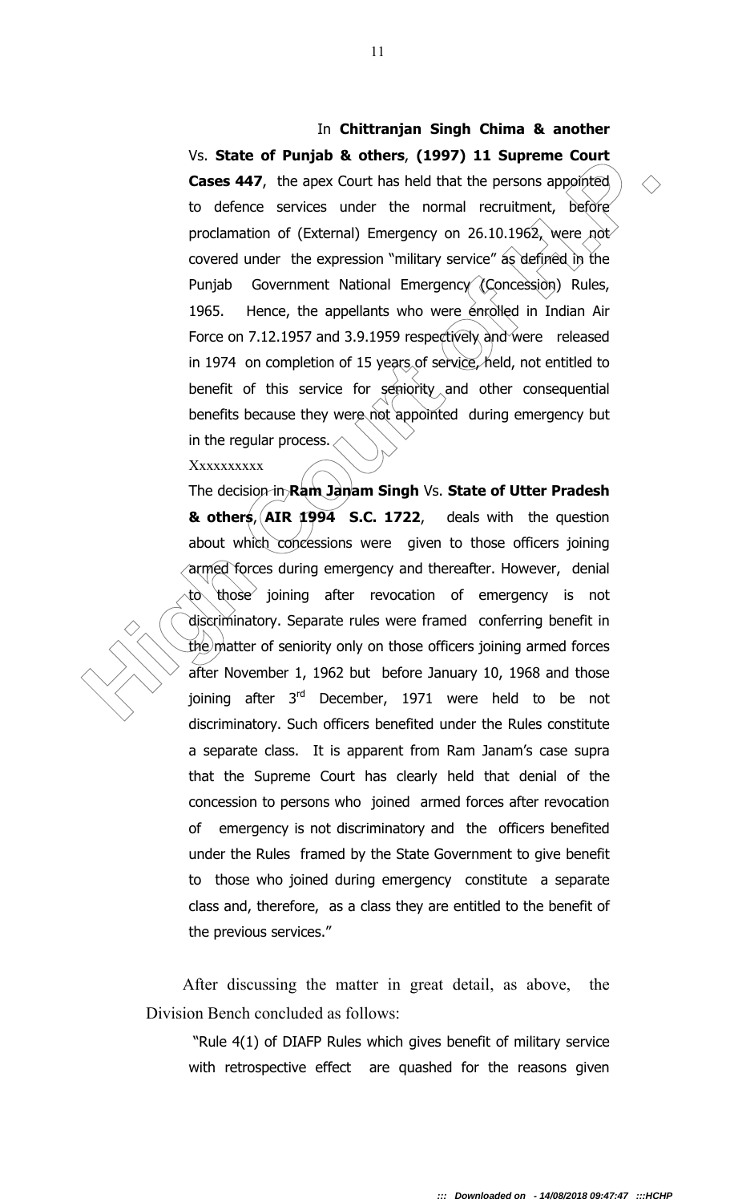> In **Chittranjan Singh Chima & another** Vs. **State of Punjab & others**, **(1997) 11 Supreme Court Cases 447**, the apex Court has held that the persons appointed to defence services under the normal recruitment, before proclamation of (External) Emergency on 26.10.1962, were not covered under the expression "military service" as defined in the Punjab Government National Emergency (Concession) Rules, 1965. Hence, the appellants who were enrolled in Indian Air Force on 7.12.1957 and 3.9.1959 respectively and were released in 1974 on completion of 15 years of service, held, not entitled to benefit of this service for seniority and other consequential benefits because they were not appointed during emergency but in the regular process.
>
> Xxxxxxxxxx
>
> The decision in **Ram Janam Singh** Vs. **State of Utter Pradesh & others**, **AIR 1994 S.C. 1722**, deals with the question about which concessions were given to those officers joining armed forces during emergency and thereafter. However, denial to those joining after revocation of emergency is not discriminatory. Separate rules were framed conferring benefit in the matter of seniority only on those officers joining armed forces after November 1, 1962 but before January 10, 1968 and those joining after 3rd December, 1971 were held to be not discriminatory. Such officers benefited under the Rules constitute a separate class. It is apparent from Ram Janam's case supra that the Supreme Court has clearly held that denial of the concession to persons who joined armed forces after revocation of emergency is not discriminatory and the officers benefited under the Rules framed by the State Government to give benefit to those who joined during emergency constitute a separate class and, therefore, as a class they are entitled to the benefit of the previous services."

After discussing the matter in great detail, as above, the Division Bench concluded as follows:

> "Rule 4(1) of DIAFP Rules which gives benefit of military service with retrospective effect are quashed for the reasons given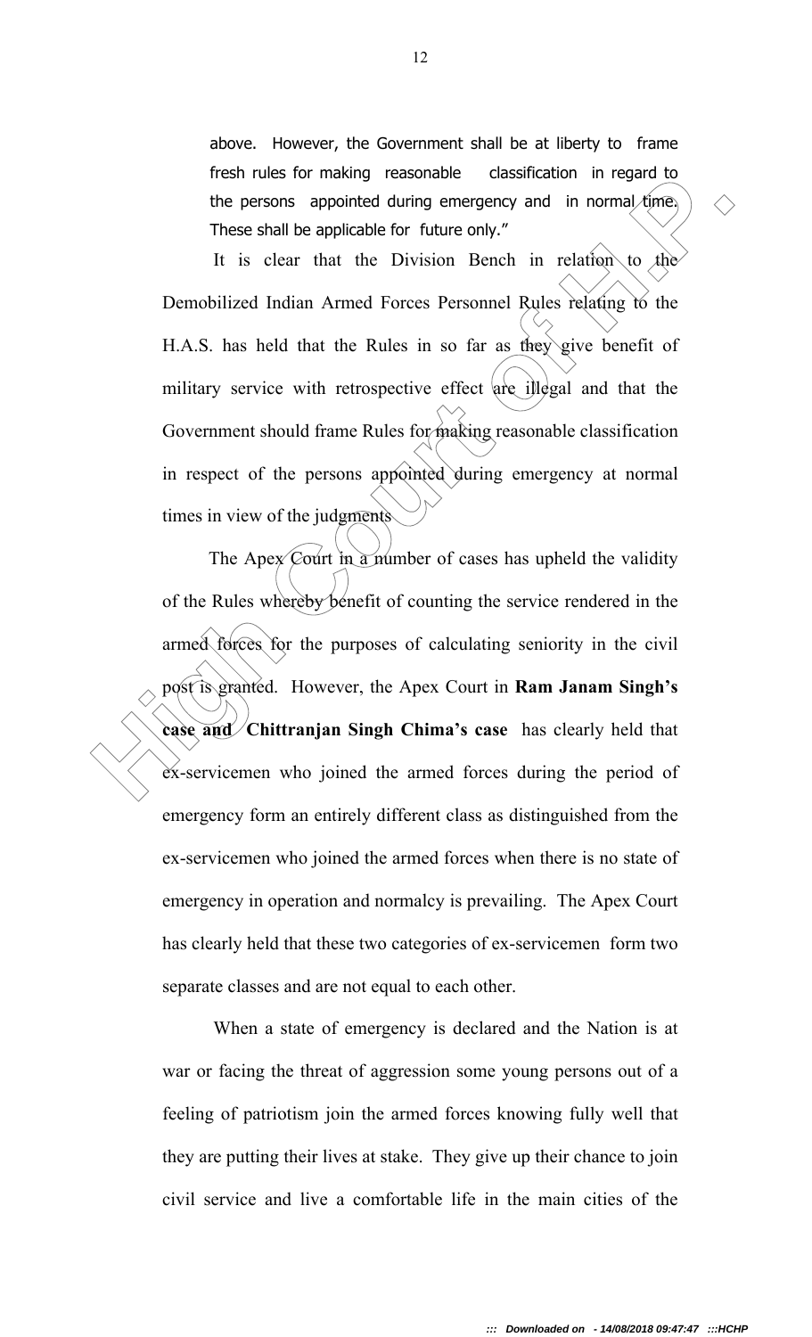above. However, the Government shall be at liberty to frame fresh rules for making reasonable classification in regard to the persons appointed during emergency and in normal time. These shall be applicable for future only."

It is clear that the Division Bench in relation to the Demobilized Indian Armed Forces Personnel Rules relating to the H.A.S. has held that the Rules in so far as they give benefit of military service with retrospective effect are illegal and that the Government should frame Rules for making reasonable classification in respect of the persons appointed during emergency at normal times in view of the judgments.

The Apex Court in a number of cases has upheld the validity of the Rules whereby benefit of counting the service rendered in the armed forces for the purposes of calculating seniority in the civil post is granted. However, the Apex Court in **Ram Janam Singh's case and Chittranjan Singh Chima's case** has clearly held that ex-servicemen who joined the armed forces during the period of emergency form an entirely different class as distinguished from the ex-servicemen who joined the armed forces when there is no state of emergency in operation and normalcy is prevailing. The Apex Court has clearly held that these two categories of ex-servicemen form two separate classes and are not equal to each other.

When a state of emergency is declared and the Nation is at war or facing the threat of aggression some young persons out of a feeling of patriotism join the armed forces knowing fully well that they are putting their lives at stake. They give up their chance to join civil service and live a comfortable life in the main cities of the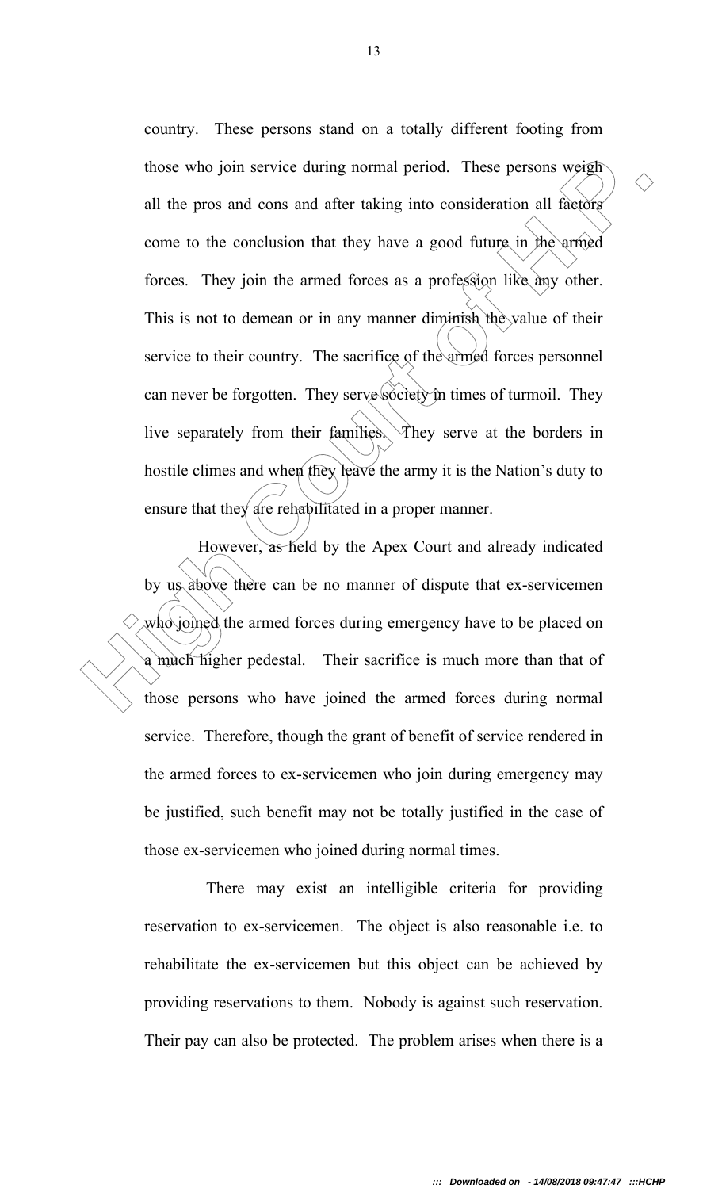country. These persons stand on a totally different footing from those who join service during normal period. These persons weigh all the pros and cons and after taking into consideration all factors come to the conclusion that they have a good future in the armed forces. They join the armed forces as a profession like any other. This is not to demean or in any manner diminish the value of their service to their country. The sacrifice of the armed forces personnel can never be forgotten. They serve society in times of turmoil. They live separately from their families. They serve at the borders in hostile climes and when they leave the army it is the Nation's duty to ensure that they are rehabilitated in a proper manner.

However, as held by the Apex Court and already indicated by us above there can be no manner of dispute that ex-servicemen who joined the armed forces during emergency have to be placed on a much higher pedestal. Their sacrifice is much more than that of those persons who have joined the armed forces during normal service. Therefore, though the grant of benefit of service rendered in the armed forces to ex-servicemen who join during emergency may be justified, such benefit may not be totally justified in the case of those ex-servicemen who joined during normal times.

There may exist an intelligible criteria for providing reservation to ex-servicemen. The object is also reasonable i.e. to rehabilitate the ex-servicemen but this object can be achieved by providing reservations to them. Nobody is against such reservation. Their pay can also be protected. The problem arises when there is a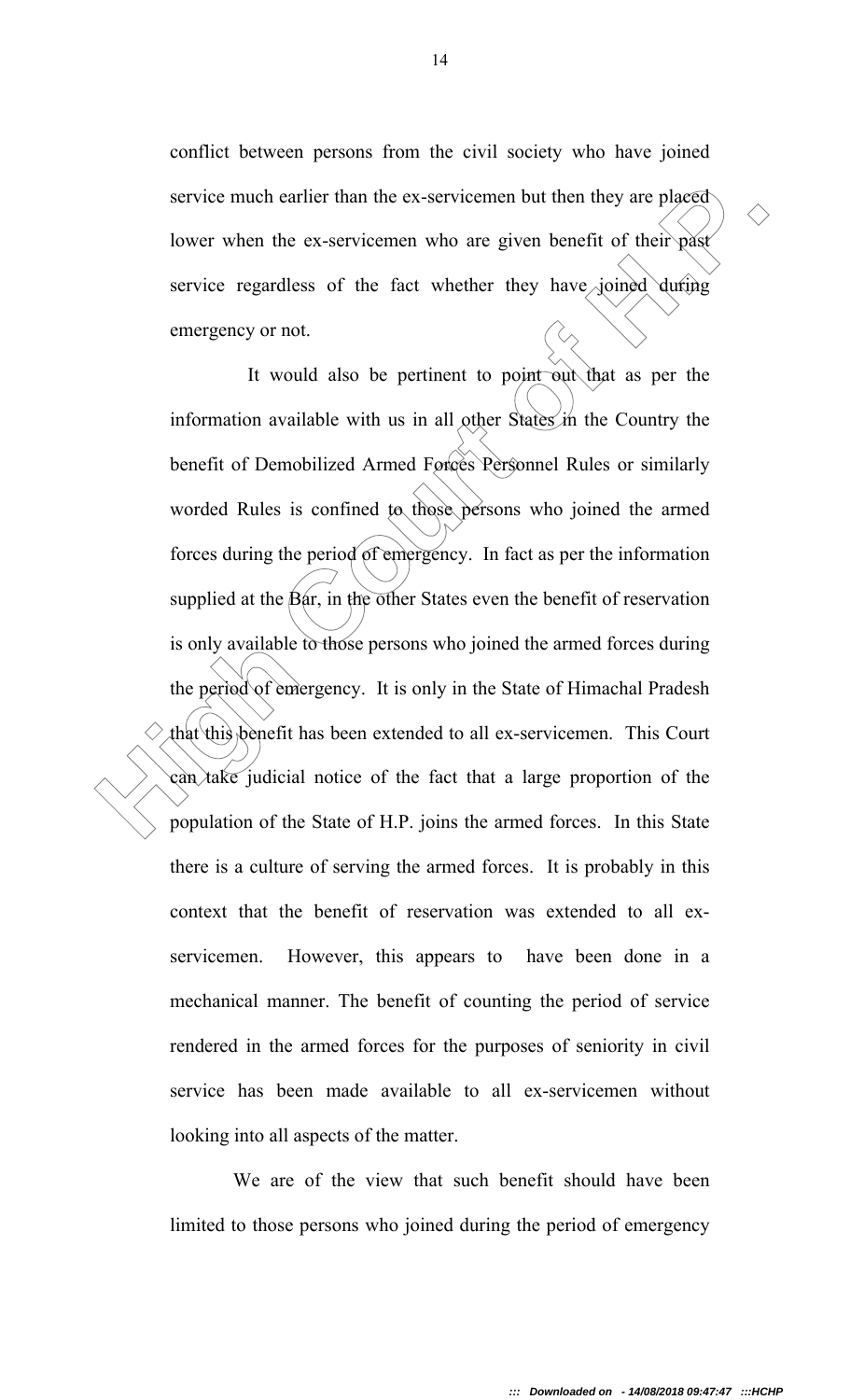conflict between persons from the civil society who have joined service much earlier than the ex-servicemen but then they are placed lower when the ex-servicemen who are given benefit of their past service regardless of the fact whether they have joined during emergency or not.

It would also be pertinent to point out that as per the information available with us in all other States in the Country the benefit of Demobilized Armed Forces Personnel Rules or similarly worded Rules is confined to those persons who joined the armed forces during the period of emergency. In fact as per the information supplied at the Bar, in the other States even the benefit of reservation is only available to those persons who joined the armed forces during the period of emergency. It is only in the State of Himachal Pradesh that this benefit has been extended to all ex-servicemen. This Court can take judicial notice of the fact that a large proportion of the population of the State of H.P. joins the armed forces. In this State there is a culture of serving the armed forces. It is probably in this context that the benefit of reservation was extended to all ex-servicemen. However, this appears to have been done in a mechanical manner. The benefit of counting the period of service rendered in the armed forces for the purposes of seniority in civil service has been made available to all ex-servicemen without looking into all aspects of the matter.

We are of the view that such benefit should have been limited to those persons who joined during the period of emergency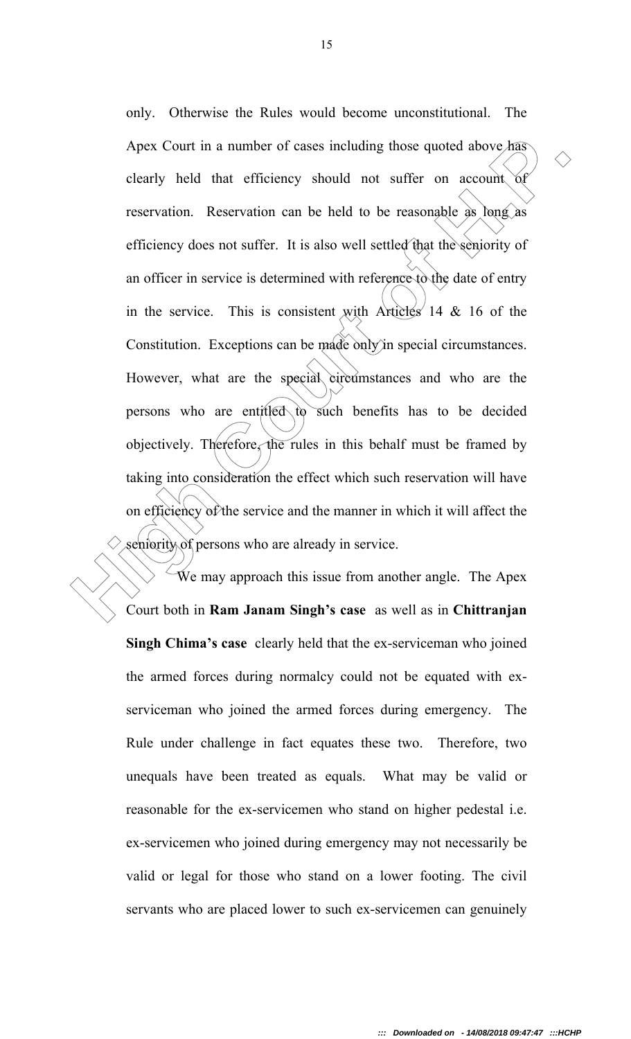only. Otherwise the Rules would become unconstitutional. The Apex Court in a number of cases including those quoted above has clearly held that efficiency should not suffer on account of reservation. Reservation can be held to be reasonable as long as efficiency does not suffer. It is also well settled that the seniority of an officer in service is determined with reference to the date of entry in the service. This is consistent with Articles 14 & 16 of the Constitution. Exceptions can be made only in special circumstances. However, what are the special circumstances and who are the persons who are entitled to such benefits has to be decided objectively. Therefore, the rules in this behalf must be framed by taking into consideration the effect which such reservation will have on efficiency of the service and the manner in which it will affect the seniority of persons who are already in service.

We may approach this issue from another angle. The Apex Court both in **Ram Janam Singh's case** as well as in **Chittranjan Singh Chima's case** clearly held that the ex-serviceman who joined the armed forces during normalcy could not be equated with ex-serviceman who joined the armed forces during emergency. The Rule under challenge in fact equates these two. Therefore, two unequals have been treated as equals. What may be valid or reasonable for the ex-servicemen who stand on higher pedestal i.e. ex-servicemen who joined during emergency may not necessarily be valid or legal for those who stand on a lower footing. The civil servants who are placed lower to such ex-servicemen can genuinely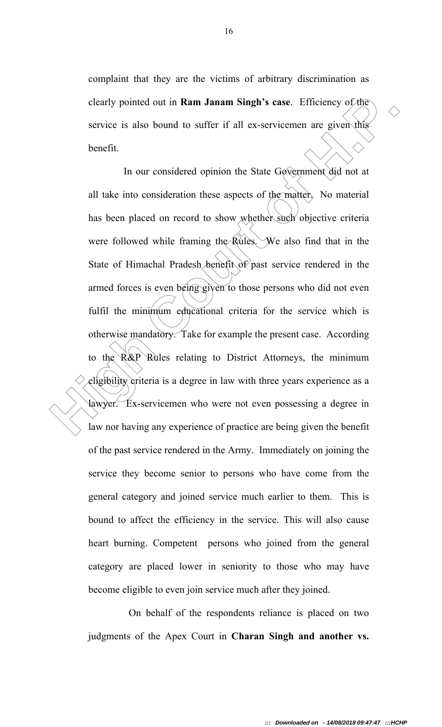complaint that they are the victims of arbitrary discrimination as clearly pointed out in **Ram Janam Singh's case**. Efficiency of the service is also bound to suffer if all ex-servicemen are given this benefit.

In our considered opinion the State Government did not at all take into consideration these aspects of the matter. No material has been placed on record to show whether such objective criteria were followed while framing the Rules. We also find that in the State of Himachal Pradesh benefit of past service rendered in the armed forces is even being given to those persons who did not even fulfil the minimum educational criteria for the service which is otherwise mandatory. Take for example the present case. According to the R&P Rules relating to District Attorneys, the minimum eligibility criteria is a degree in law with three years experience as a lawyer. Ex-servicemen who were not even possessing a degree in law nor having any experience of practice are being given the benefit of the past service rendered in the Army. Immediately on joining the service they become senior to persons who have come from the general category and joined service much earlier to them. This is bound to affect the efficiency in the service. This will also cause heart burning. Competent persons who joined from the general category are placed lower in seniority to those who may have become eligible to even join service much after they joined.

On behalf of the respondents reliance is placed on two judgments of the Apex Court in **Charan Singh and another vs.**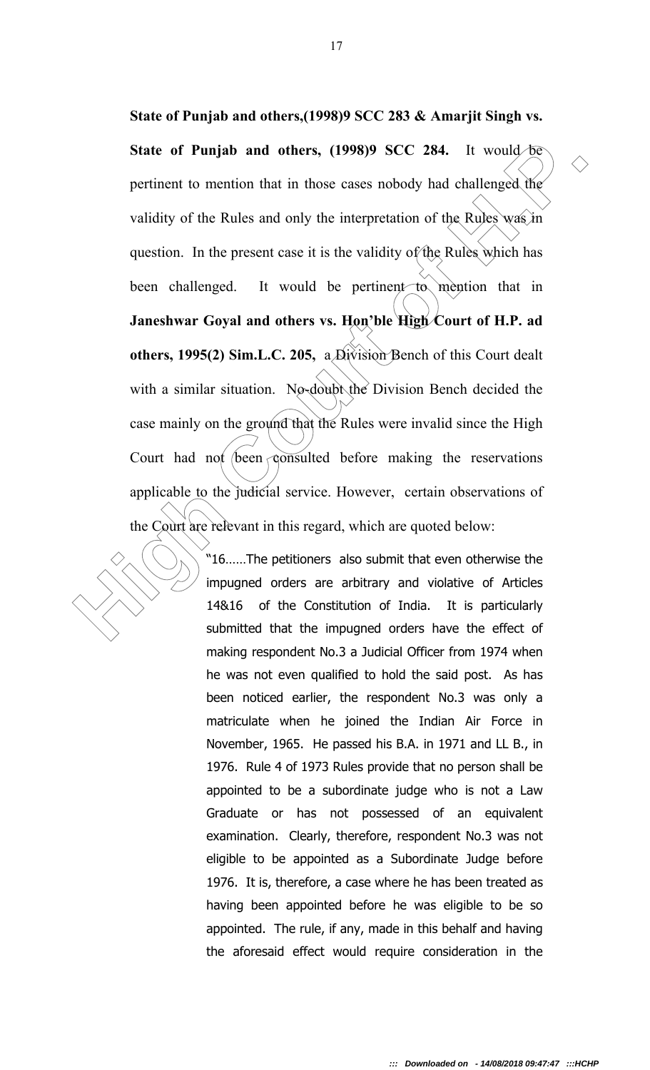**State of Punjab and others,(1998)9 SCC 283 & Amarjit Singh vs. State of Punjab and others, (1998)9 SCC 284.** It would be pertinent to mention that in those cases nobody had challenged the validity of the Rules and only the interpretation of the Rules was in question. In the present case it is the validity of the Rules which has been challenged. It would be pertinent to mention that in **Janeshwar Goyal and others vs. Hon'ble High Court of H.P. ad others, 1995(2) Sim.L.C. 205,** a Division Bench of this Court dealt with a similar situation. No-doubt the Division Bench decided the case mainly on the ground that the Rules were invalid since the High Court had not been consulted before making the reservations applicable to the judicial service. However, certain observations of the Court are relevant in this regard, which are quoted below:

> "16……The petitioners also submit that even otherwise the impugned orders are arbitrary and violative of Articles 14&16 of the Constitution of India. It is particularly submitted that the impugned orders have the effect of making respondent No.3 a Judicial Officer from 1974 when he was not even qualified to hold the said post. As has been noticed earlier, the respondent No.3 was only a matriculate when he joined the Indian Air Force in November, 1965. He passed his B.A. in 1971 and LL B., in 1976. Rule 4 of 1973 Rules provide that no person shall be appointed to be a subordinate judge who is not a Law Graduate or has not possessed of an equivalent examination. Clearly, therefore, respondent No.3 was not eligible to be appointed as a Subordinate Judge before 1976. It is, therefore, a case where he has been treated as having been appointed before he was eligible to be so appointed. The rule, if any, made in this behalf and having the aforesaid effect would require consideration in the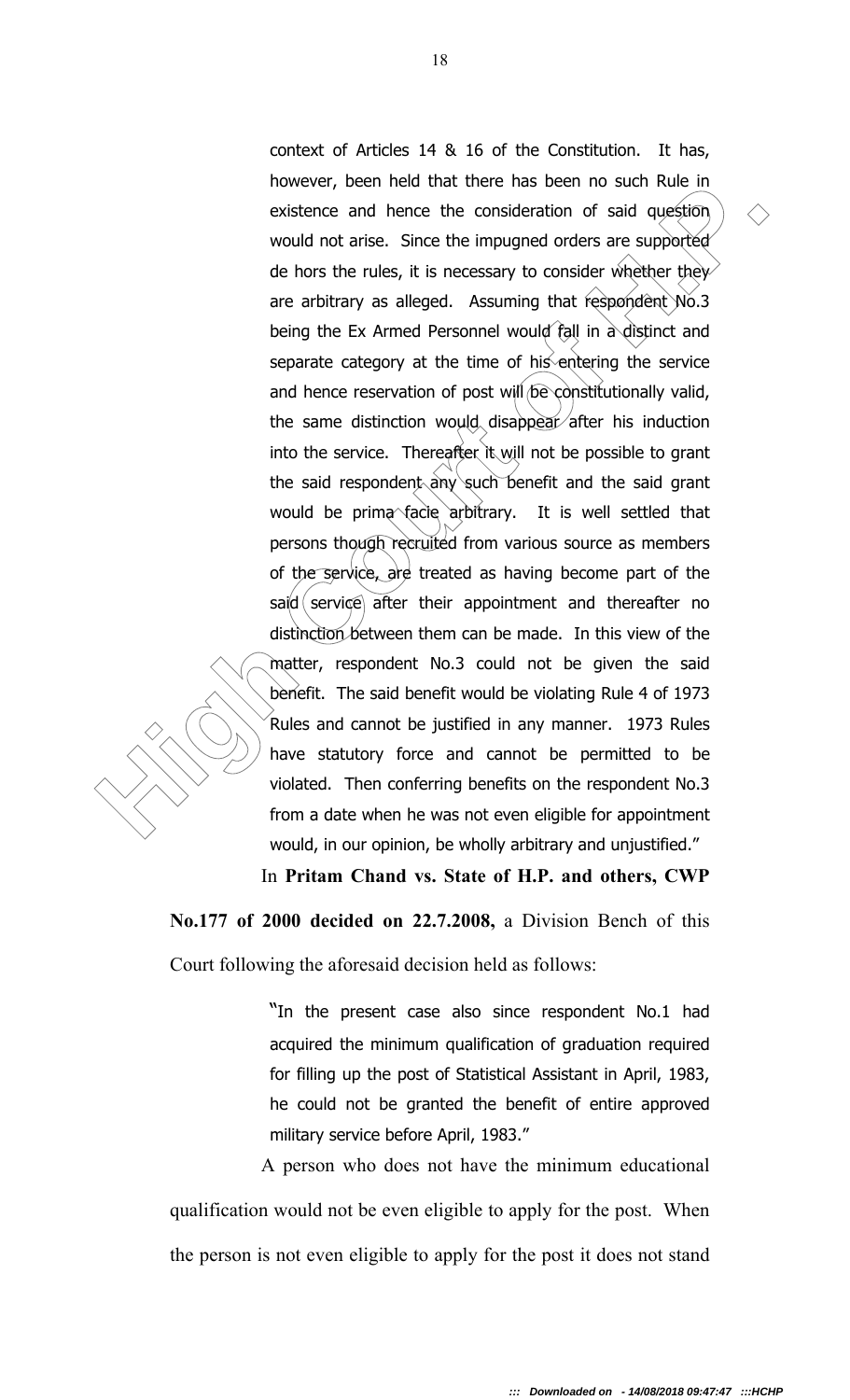> context of Articles 14 & 16 of the Constitution. It has, however, been held that there has been no such Rule in existence and hence the consideration of said question would not arise. Since the impugned orders are supported de hors the rules, it is necessary to consider whether they are arbitrary as alleged. Assuming that respondent No.3 being the Ex Armed Personnel would fall in a distinct and separate category at the time of his entering the service and hence reservation of post will be constitutionally valid, the same distinction would disappear after his induction into the service. Thereafter it will not be possible to grant the said respondent any such benefit and the said grant would be prima facie arbitrary. It is well settled that persons though recruited from various source as members of the service, are treated as having become part of the said service after their appointment and thereafter no distinction between them can be made. In this view of the matter, respondent No.3 could not be given the said benefit. The said benefit would be violating Rule 4 of 1973 Rules and cannot be justified in any manner. 1973 Rules have statutory force and cannot be permitted to be violated. Then conferring benefits on the respondent No.3 from a date when he was not even eligible for appointment would, in our opinion, be wholly arbitrary and unjustified."

In **Pritam Chand vs. State of H.P. and others, CWP No.177 of 2000 decided on 22.7.2008,** a Division Bench of this Court following the aforesaid decision held as follows:

> "In the present case also since respondent No.1 had acquired the minimum qualification of graduation required for filling up the post of Statistical Assistant in April, 1983, he could not be granted the benefit of entire approved military service before April, 1983."

A person who does not have the minimum educational qualification would not be even eligible to apply for the post. When the person is not even eligible to apply for the post it does not stand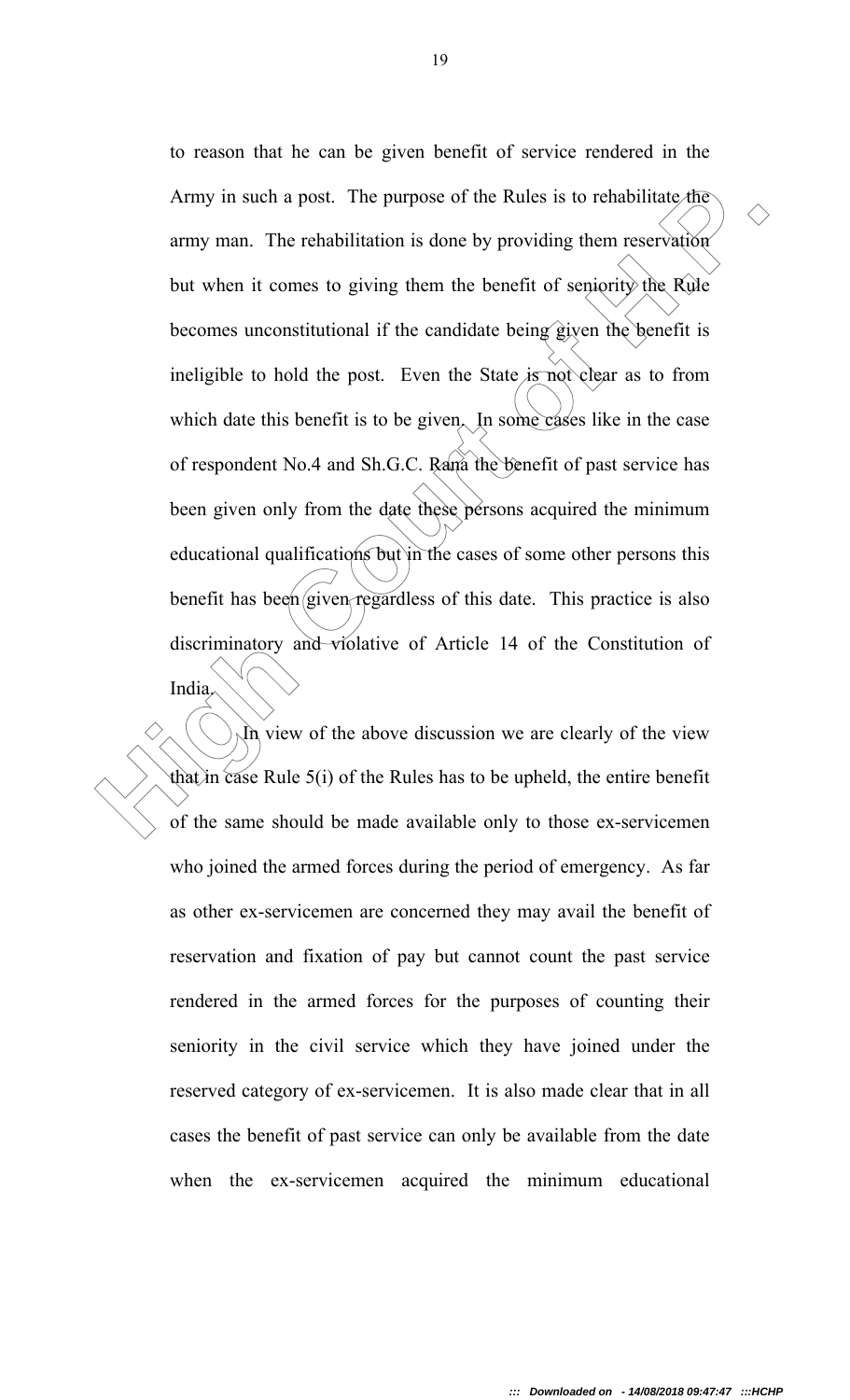to reason that he can be given benefit of service rendered in the Army in such a post. The purpose of the Rules is to rehabilitate the army man. The rehabilitation is done by providing them reservation but when it comes to giving them the benefit of seniority the Rule becomes unconstitutional if the candidate being given the benefit is ineligible to hold the post. Even the State is not clear as to from which date this benefit is to be given. In some cases like in the case of respondent No.4 and Sh.G.C. Rana the benefit of past service has been given only from the date these persons acquired the minimum educational qualifications but in the cases of some other persons this benefit has been given regardless of this date. This practice is also discriminatory and violative of Article 14 of the Constitution of India.

In view of the above discussion we are clearly of the view that in case Rule 5(i) of the Rules has to be upheld, the entire benefit of the same should be made available only to those ex-servicemen who joined the armed forces during the period of emergency. As far as other ex-servicemen are concerned they may avail the benefit of reservation and fixation of pay but cannot count the past service rendered in the armed forces for the purposes of counting their seniority in the civil service which they have joined under the reserved category of ex-servicemen. It is also made clear that in all cases the benefit of past service can only be available from the date when the ex-servicemen acquired the minimum educational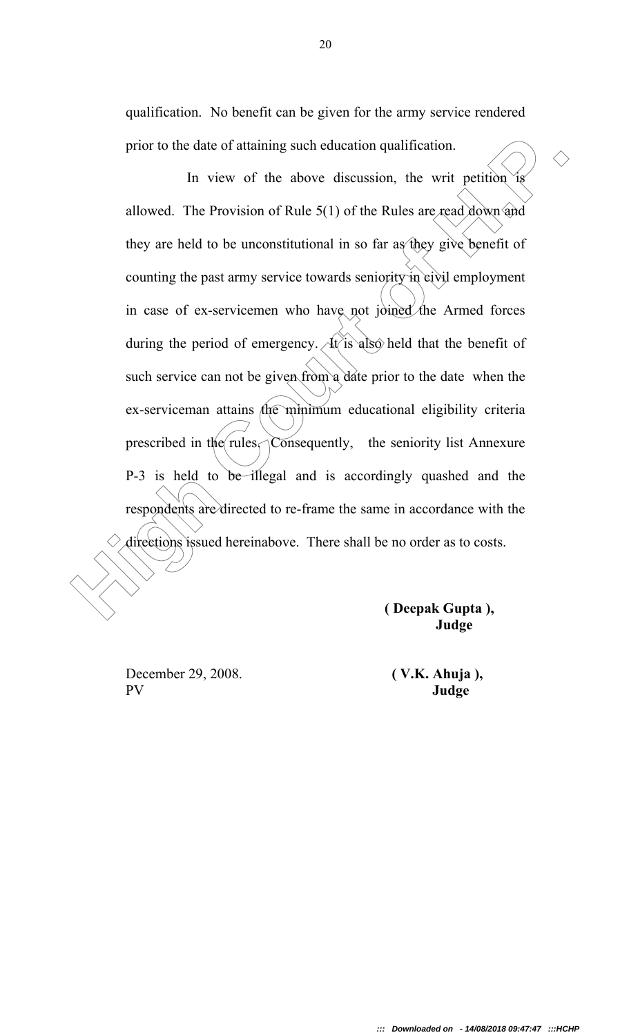qualification. No benefit can be given for the army service rendered prior to the date of attaining such education qualification.

In view of the above discussion, the writ petition is allowed. The Provision of Rule 5(1) of the Rules are read down and they are held to be unconstitutional in so far as they give benefit of counting the past army service towards seniority in civil employment in case of ex-servicemen who have not joined the Armed forces during the period of emergency. It is also held that the benefit of such service can not be given from a date prior to the date when the ex-serviceman attains the minimum educational eligibility criteria prescribed in the rules. Consequently, the seniority list Annexure P-3 is held to be illegal and is accordingly quashed and the respondents are directed to re-frame the same in accordance with the directions issued hereinabove. There shall be no order as to costs.

**( Deepak Gupta ),**
**Judge**

December 29, 2008.
PV

**( V.K. Ahuja ),**
**Judge**